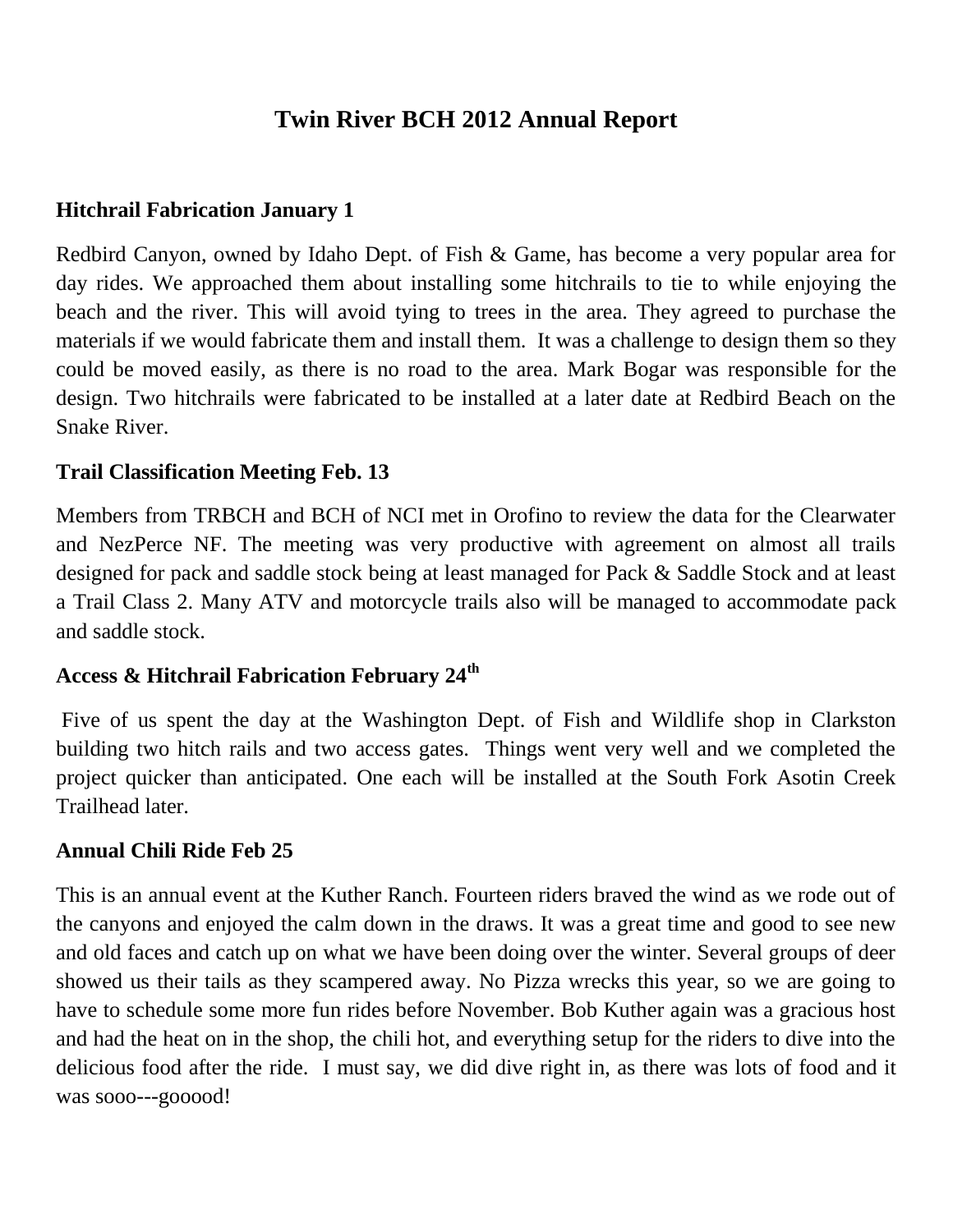# Twin River BCH 2012 Annual Report

### Hitchrail Fabrication January 1

Redbird Canyon, owned by Idaho Dept. of Fish & Game, has become a very popular area for day rides. We approached them about installing some hitchrails to tie to while enjoying the beach and the river. This will avoid tying to trees in the area. They agreed to purchase the materials if we would fabricate them and install them. It was a challenge to design them so they could be moved easily, as there is no road to the area. Mark Bogar was responsible for the design. Two hitchrails were fabricated to be installed at a later date at Redbird Beach on the Snake River.

### Trail Classification Meeting Feb. 13

Members from TRBCH and BCH of NCI met in Orofino to review the data for the Clearwater and NezPerce NF. The meeting was very productive with agreement on almost all trails designed for pack and saddle stock being at least managed for Pack & Saddle Stock and at least a Trail Class 2. Many ATV and motorcycle trails also will be managed to accommodate pack and saddle stock.

### Access & Hitchrail Fabrication February 24th

Five of us spent the day at the Washington Dept. of Fish and Wildlife shop in Clarkston building two hitch rails and two access gates. Things went very well and we completed the project quicker than anticipated. One each will be installed at the South Fork Asotin Creek Trailhead later.

### Annual Chili Ride Feb 25

This is an annual event at the Kuther Ranch. Fourteen riders braved the wind as we rode out of the canyons and enjoyed the calm down in the draws. It was a great time and good to see new and old faces and catch up on what we have been doing over the winter. Several groups of deer showed us their tails as they scampered away. No Pizza wrecks this year, so we are going to have to schedule some more fun rides before November. Bob Kuther again was a gracious host and had the heat on in the shop, the chili hot, and everything setup for the riders to dive into the delicious food after the ride. I must say, we did dive right in, as there was lots of food and it was sooo---gooood!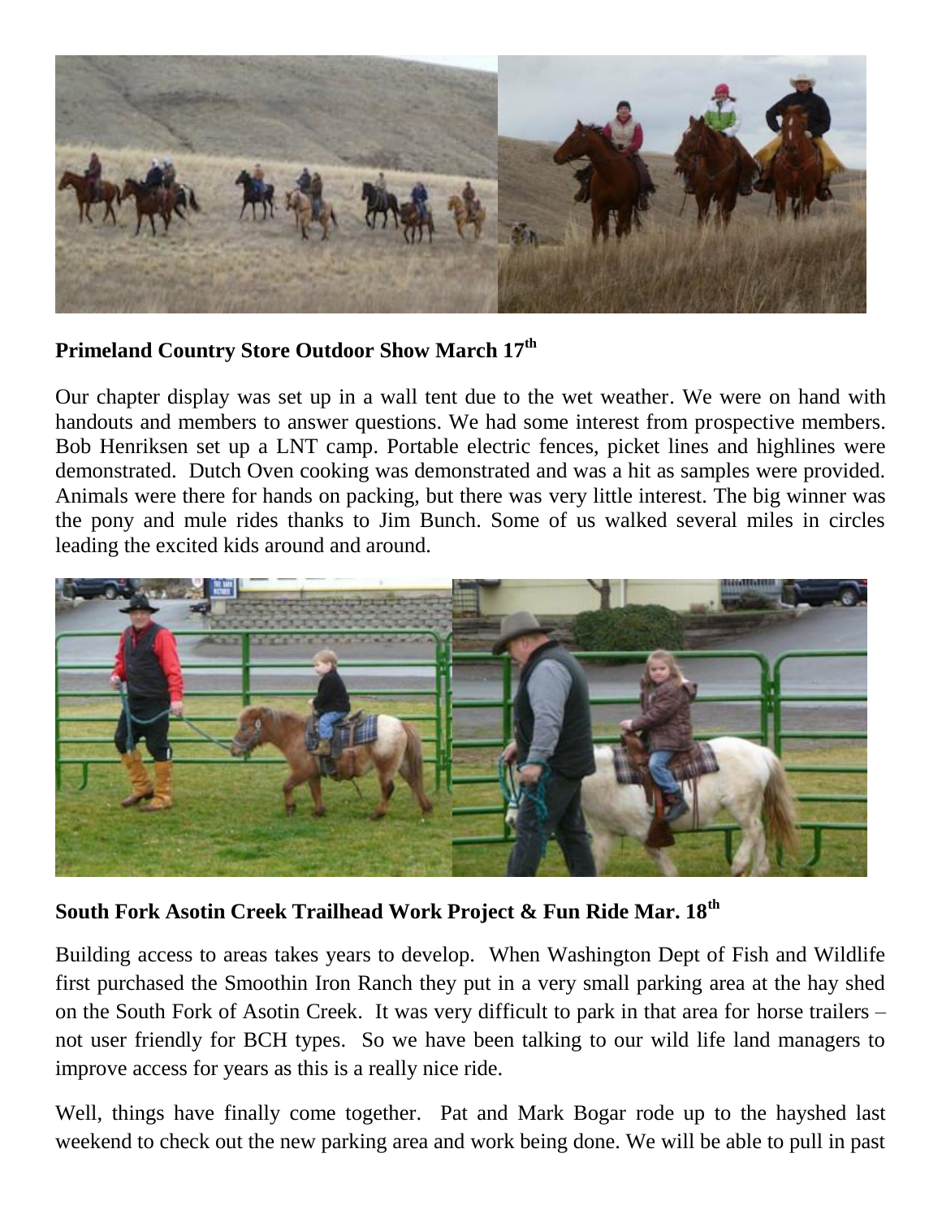**Primeland Country Store Outdoor Show March 17th**

Our chapter display was set up in a wall tent due to the wet weather. We were on hand with handouts and members to answer questions. We had some interest from prospective members. Bob Henriksen set up a LNT camp. Portable electric fences, picket lines and highlines were demonstrated. Dutch Oven cooking was demonstrated and was a hit as samples were provided. Animals were there for hands on packing, but there was very little interest. The big winner was the pony and mule rides thanks to Jim Bunch. Some of us walked several miles in circles leading the excited kids around and around.

**South Fork Asotin Creek Trailhead Work Project & Fun Ride Mar. 18th**

Building access to areas takes years to develop. When Washington Dept of Fish and Wildlife first purchased the Smoothin Iron Ranch they put in a very small parking area at the hay shed on the South Fork of Asotin Creek. It was very difficult to park in that area for horse trailers – not user friendly for BCH types. So we have been talking to our wild life land managers to improve access for years as this is a really nice ride.

Well, things have finally come together. Pat and Mark Bogar rode up to the hayshed last weekend to check out the new parking area and work being done. We will be able to pull in past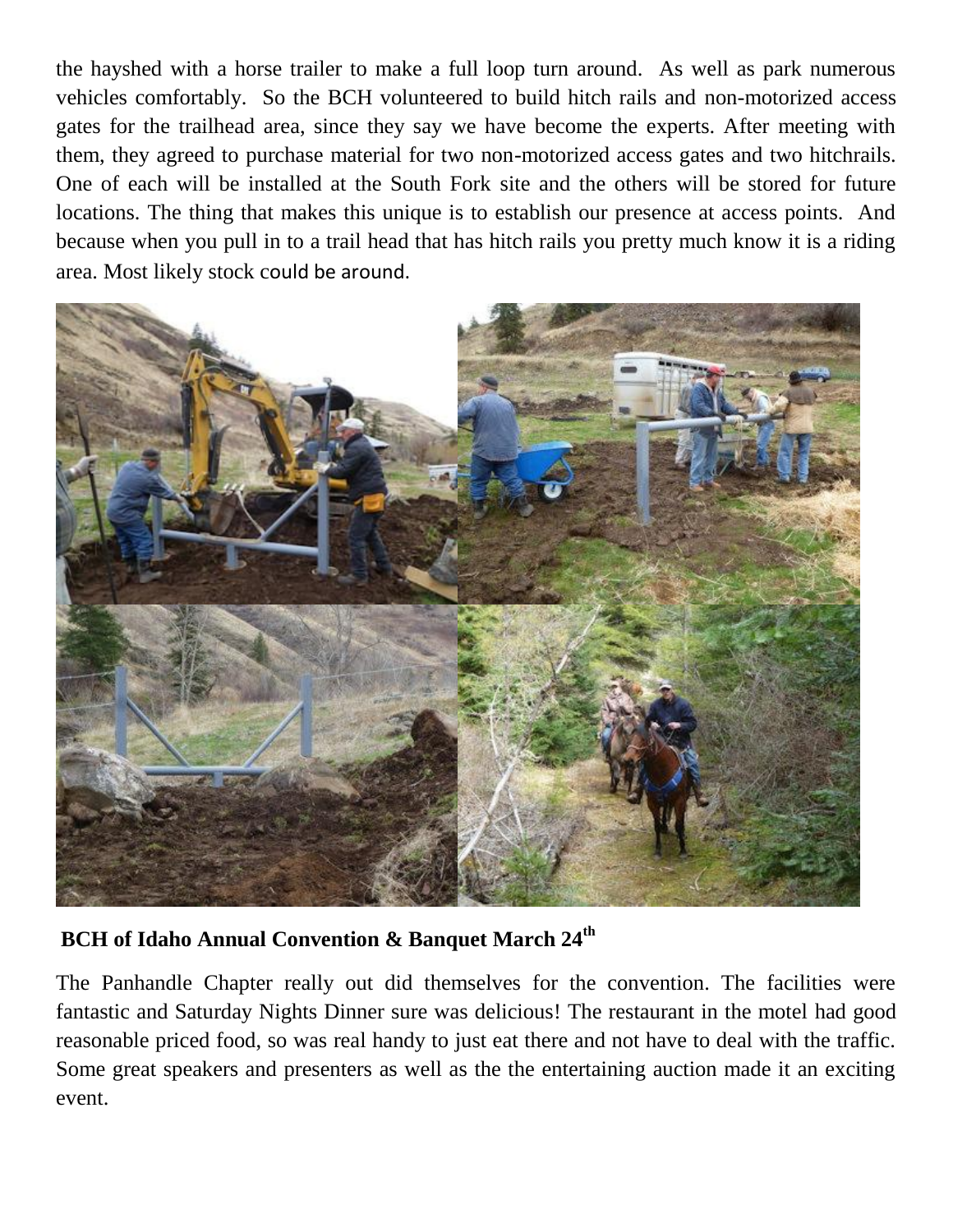the hayshed with a horse trailer to make a full loop turn around. As well as park numerous vehicles comfortably. So the BCH volunteered to build hitch rails and non-motorized access gates for the trailhead area, since they say we have become the experts. After meeting with them, they agreed to purchase material for two non-motorized access gates and two hitchrails. One of each will be installed at the South Fork site and the others will be stored for future locations. The thing that makes this unique is to establish our presence at access points. And because when you pull in to a trail head that has hitch rails you pretty much know it is a riding area. Most likely stock could be around.

**BCH of Idaho Annual Convention & Banquet March 24th**

The Panhandle Chapter really out did themselves for the convention. The facilities were fantastic and Saturday Nights Dinner sure was delicious! The restaurant in the motel had good reasonable priced food, so was real handy to just eat there and not have to deal with the traffic. Some great speakers and presenters as well as the the entertaining auction made it an exciting event.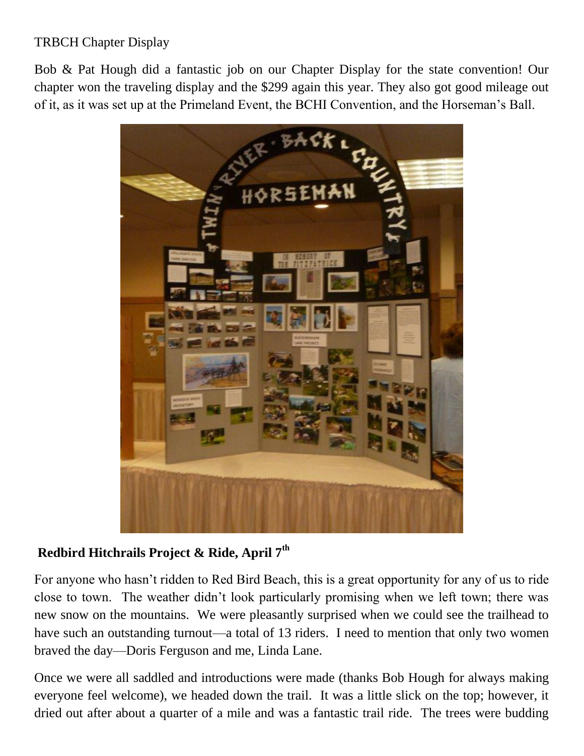TRBCH Chapter Display

Bob & Pat Hough did a fantastic job on our Chapter Display for the state convention! Our chapter won the traveling display and the $299 again this year. They also got good mileage out of it, as it was set up at the Primeland Event, the BCHI Convention, and the Horseman's Ball.

**Redbird Hitchrails Project & Ride, April 7th**

For anyone who hasn't ridden to Red Bird Beach, this is a great opportunity for any of us to ride close to town. The weather didn't look particularly promising when we left town; there was new snow on the mountains. We were pleasantly surprised when we could see the trailhead to have such an outstanding turnout—a total of 13 riders. I need to mention that only two women braved the day—Doris Ferguson and me, Linda Lane.

Once we were all saddled and introductions were made (thanks Bob Hough for always making everyone feel welcome), we headed down the trail. It was a little slick on the top; however, it dried out after about a quarter of a mile and was a fantastic trail ride. The trees were budding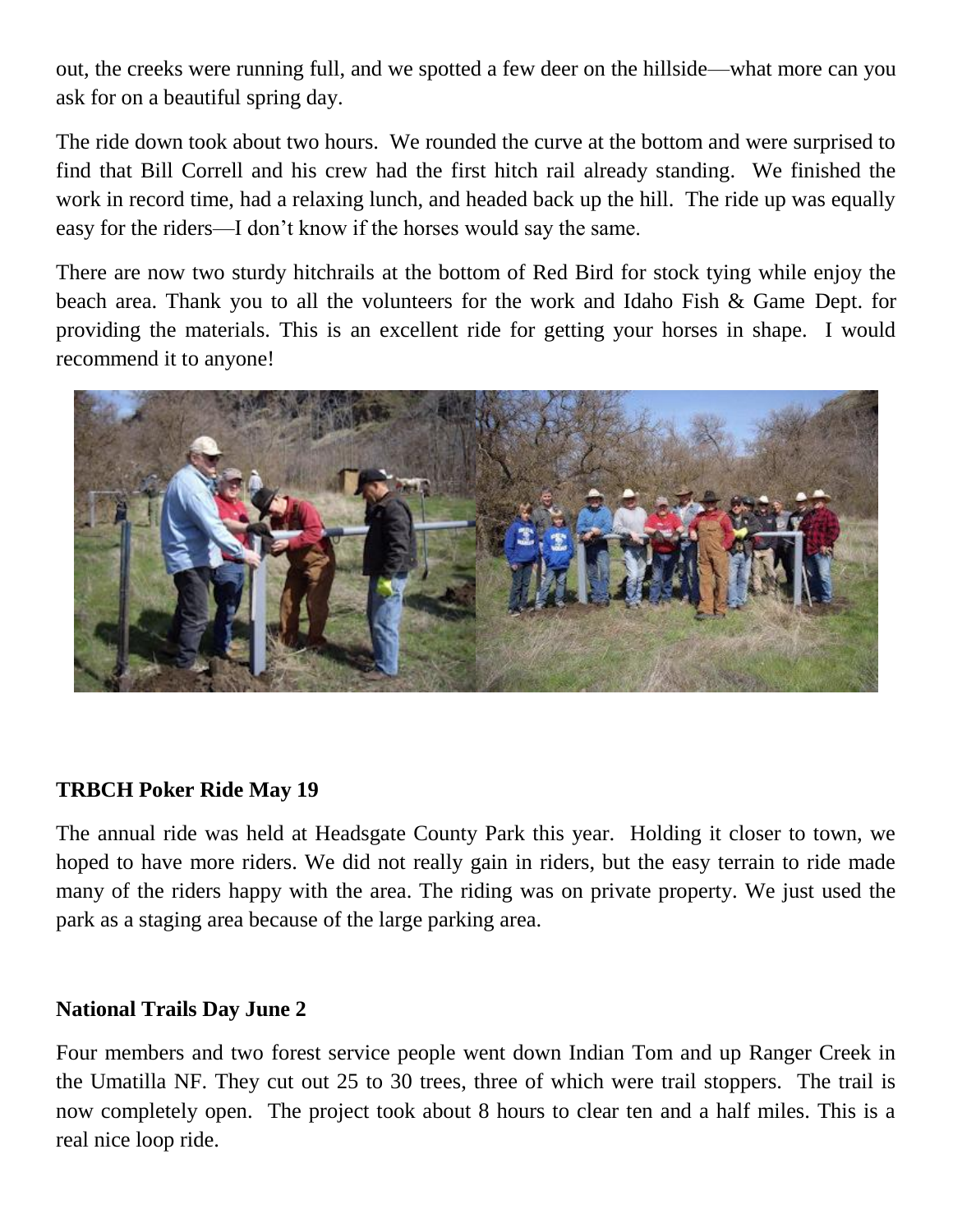out, the creeks were running full, and we spotted a few deer on the hillside—what more can you ask for on a beautiful spring day.

The ride down took about two hours. We rounded the curve at the bottom and were surprised to find that Bill Correll and his crew had the first hitch rail already standing. We finished the work in record time, had a relaxing lunch, and headed back up the hill. The ride up was equally easy for the riders—I don't know if the horses would say the same.

There are now two sturdy hitchrails at the bottom of Red Bird for stock tying while enjoy the beach area. Thank you to all the volunteers for the work and Idaho Fish & Game Dept. for providing the materials. This is an excellent ride for getting your horses in shape. I would recommend it to anyone!

**TRBCH Poker Ride May 19**

The annual ride was held at Headsgate County Park this year. Holding it closer to town, we hoped to have more riders. We did not really gain in riders, but the easy terrain to ride made many of the riders happy with the area. The riding was on private property. We just used the park as a staging area because of the large parking area.

**National Trails Day June 2**

Four members and two forest service people went down Indian Tom and up Ranger Creek in the Umatilla NF. They cut out 25 to 30 trees, three of which were trail stoppers. The trail is now completely open. The project took about 8 hours to clear ten and a half miles. This is a real nice loop ride.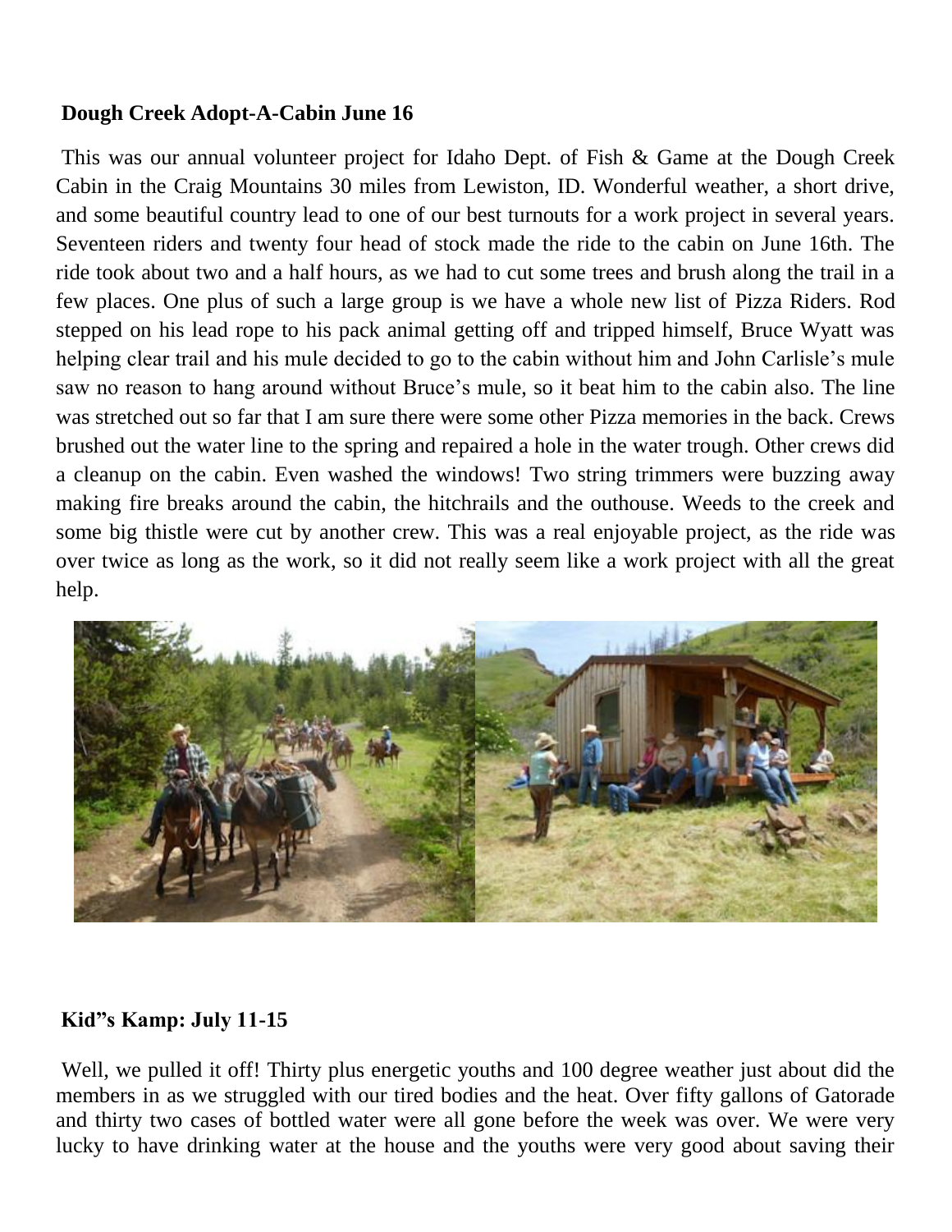**Dough Creek Adopt-A-Cabin June 16**

This was our annual volunteer project for Idaho Dept. of Fish & Game at the Dough Creek Cabin in the Craig Mountains 30 miles from Lewiston, ID. Wonderful weather, a short drive, and some beautiful country lead to one of our best turnouts for a work project in several years. Seventeen riders and twenty four head of stock made the ride to the cabin on June 16th. The ride took about two and a half hours, as we had to cut some trees and brush along the trail in a few places. One plus of such a large group is we have a whole new list of Pizza Riders. Rod stepped on his lead rope to his pack animal getting off and tripped himself, Bruce Wyatt was helping clear trail and his mule decided to go to the cabin without him and John Carlisle's mule saw no reason to hang around without Bruce's mule, so it beat him to the cabin also. The line was stretched out so far that I am sure there were some other Pizza memories in the back. Crews brushed out the water line to the spring and repaired a hole in the water trough. Other crews did a cleanup on the cabin. Even washed the windows! Two string trimmers were buzzing away making fire breaks around the cabin, the hitchrails and the outhouse. Weeds to the creek and some big thistle were cut by another crew. This was a real enjoyable project, as the ride was over twice as long as the work, so it did not really seem like a work project with all the great help.

**Kid"s Kamp: July 11-15**

Well, we pulled it off! Thirty plus energetic youths and 100 degree weather just about did the members in as we struggled with our tired bodies and the heat. Over fifty gallons of Gatorade and thirty two cases of bottled water were all gone before the week was over. We were very lucky to have drinking water at the house and the youths were very good about saving their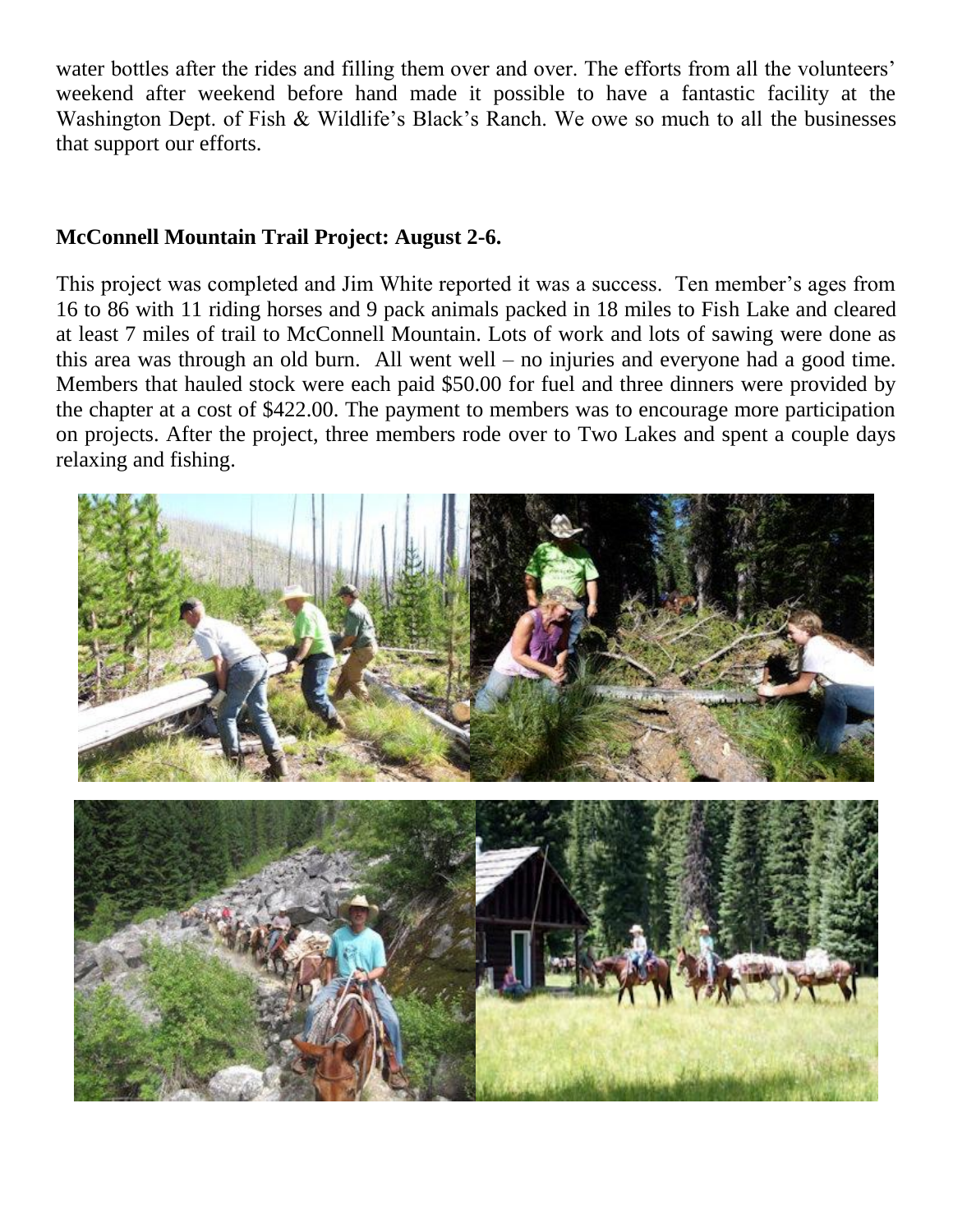water bottles after the rides and filling them over and over. The efforts from all the volunteers' weekend after weekend before hand made it possible to have a fantastic facility at the Washington Dept. of Fish & Wildlife's Black's Ranch. We owe so much to all the businesses that support our efforts.

**McConnell Mountain Trail Project: August 2-6.**

This project was completed and Jim White reported it was a success. Ten member's ages from 16 to 86 with 11 riding horses and 9 pack animals packed in 18 miles to Fish Lake and cleared at least 7 miles of trail to McConnell Mountain. Lots of work and lots of sawing were done as this area was through an old burn. All went well – no injuries and everyone had a good time. Members that hauled stock were each paid $50.00 for fuel and three dinners were provided by the chapter at a cost of $422.00. The payment to members was to encourage more participation on projects. After the project, three members rode over to Two Lakes and spent a couple days relaxing and fishing.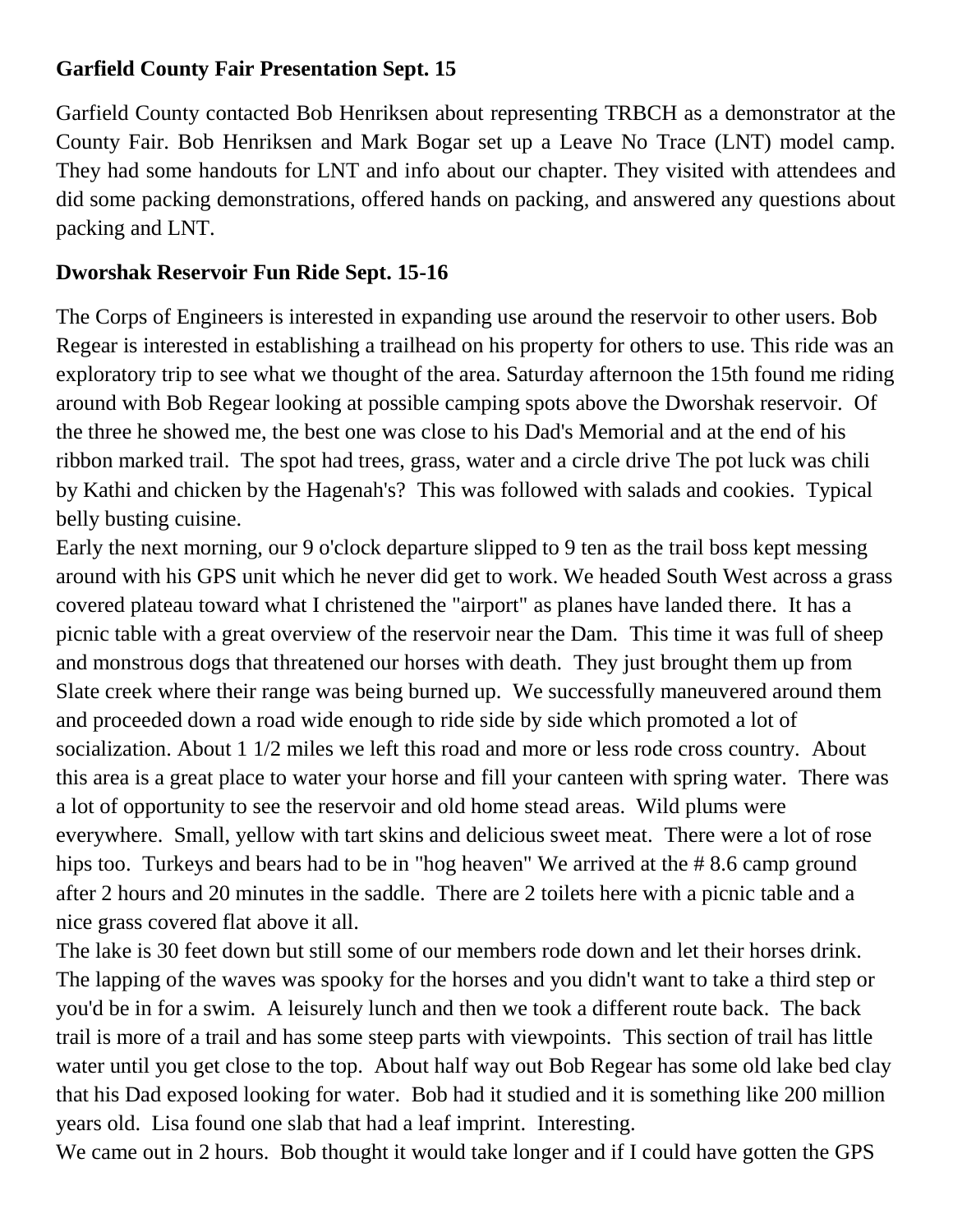**Garfield County Fair Presentation Sept. 15**

Garfield County contacted Bob Henriksen about representing TRBCH as a demonstrator at the County Fair. Bob Henriksen and Mark Bogar set up a Leave No Trace (LNT) model camp. They had some handouts for LNT and info about our chapter. They visited with attendees and did some packing demonstrations, offered hands on packing, and answered any questions about packing and LNT.

**Dworshak Reservoir Fun Ride Sept. 15-16**

The Corps of Engineers is interested in expanding use around the reservoir to other users. Bob Regear is interested in establishing a trailhead on his property for others to use. This ride was an exploratory trip to see what we thought of the area. Saturday afternoon the 15th found me riding around with Bob Regear looking at possible camping spots above the Dworshak reservoir. Of the three he showed me, the best one was close to his Dad's Memorial and at the end of his ribbon marked trail. The spot had trees, grass, water and a circle drive The pot luck was chili by Kathi and chicken by the Hagenah's? This was followed with salads and cookies. Typical belly busting cuisine.

Early the next morning, our 9 o'clock departure slipped to 9 ten as the trail boss kept messing around with his GPS unit which he never did get to work. We headed South West across a grass covered plateau toward what I christened the "airport" as planes have landed there. It has a picnic table with a great overview of the reservoir near the Dam. This time it was full of sheep and monstrous dogs that threatened our horses with death. They just brought them up from Slate creek where their range was being burned up. We successfully maneuvered around them and proceeded down a road wide enough to ride side by side which promoted a lot of socialization. About 1 1/2 miles we left this road and more or less rode cross country. About this area is a great place to water your horse and fill your canteen with spring water. There was a lot of opportunity to see the reservoir and old home stead areas. Wild plums were everywhere. Small, yellow with tart skins and delicious sweet meat. There were a lot of rose hips too. Turkeys and bears had to be in "hog heaven" We arrived at the # 8.6 camp ground after 2 hours and 20 minutes in the saddle. There are 2 toilets here with a picnic table and a nice grass covered flat above it all.

The lake is 30 feet down but still some of our members rode down and let their horses drink. The lapping of the waves was spooky for the horses and you didn't want to take a third step or you'd be in for a swim. A leisurely lunch and then we took a different route back. The back trail is more of a trail and has some steep parts with viewpoints. This section of trail has little water until you get close to the top. About half way out Bob Regear has some old lake bed clay that his Dad exposed looking for water. Bob had it studied and it is something like 200 million years old. Lisa found one slab that had a leaf imprint. Interesting.

We came out in 2 hours. Bob thought it would take longer and if I could have gotten the GPS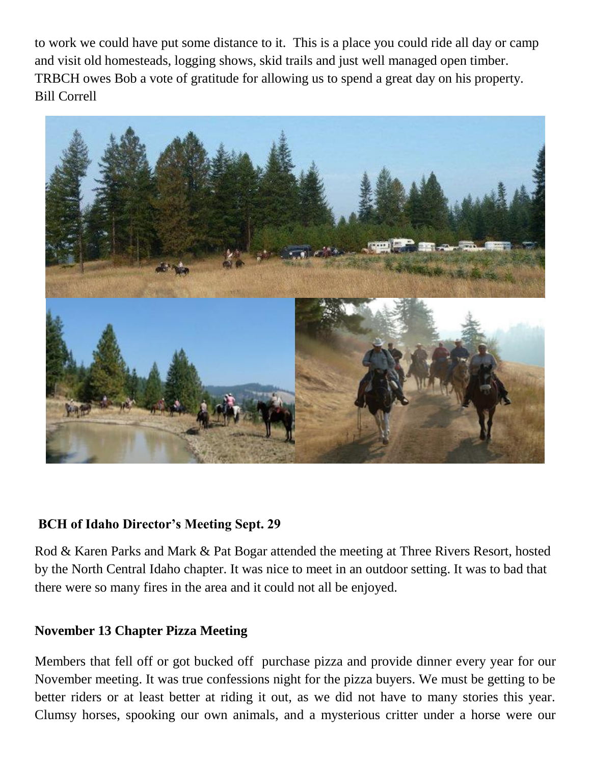to work we could have put some distance to it. This is a place you could ride all day or camp and visit old homesteads, logging shows, skid trails and just well managed open timber. TRBCH owes Bob a vote of gratitude for allowing us to spend a great day on his property.
Bill Correll

**BCH of Idaho Director's Meeting Sept. 29**

Rod & Karen Parks and Mark & Pat Bogar attended the meeting at Three Rivers Resort, hosted by the North Central Idaho chapter. It was nice to meet in an outdoor setting. It was to bad that there were so many fires in the area and it could not all be enjoyed.

**November 13 Chapter Pizza Meeting**

Members that fell off or got bucked off purchase pizza and provide dinner every year for our November meeting. It was true confessions night for the pizza buyers. We must be getting to be better riders or at least better at riding it out, as we did not have to many stories this year. Clumsy horses, spooking our own animals, and a mysterious critter under a horse were our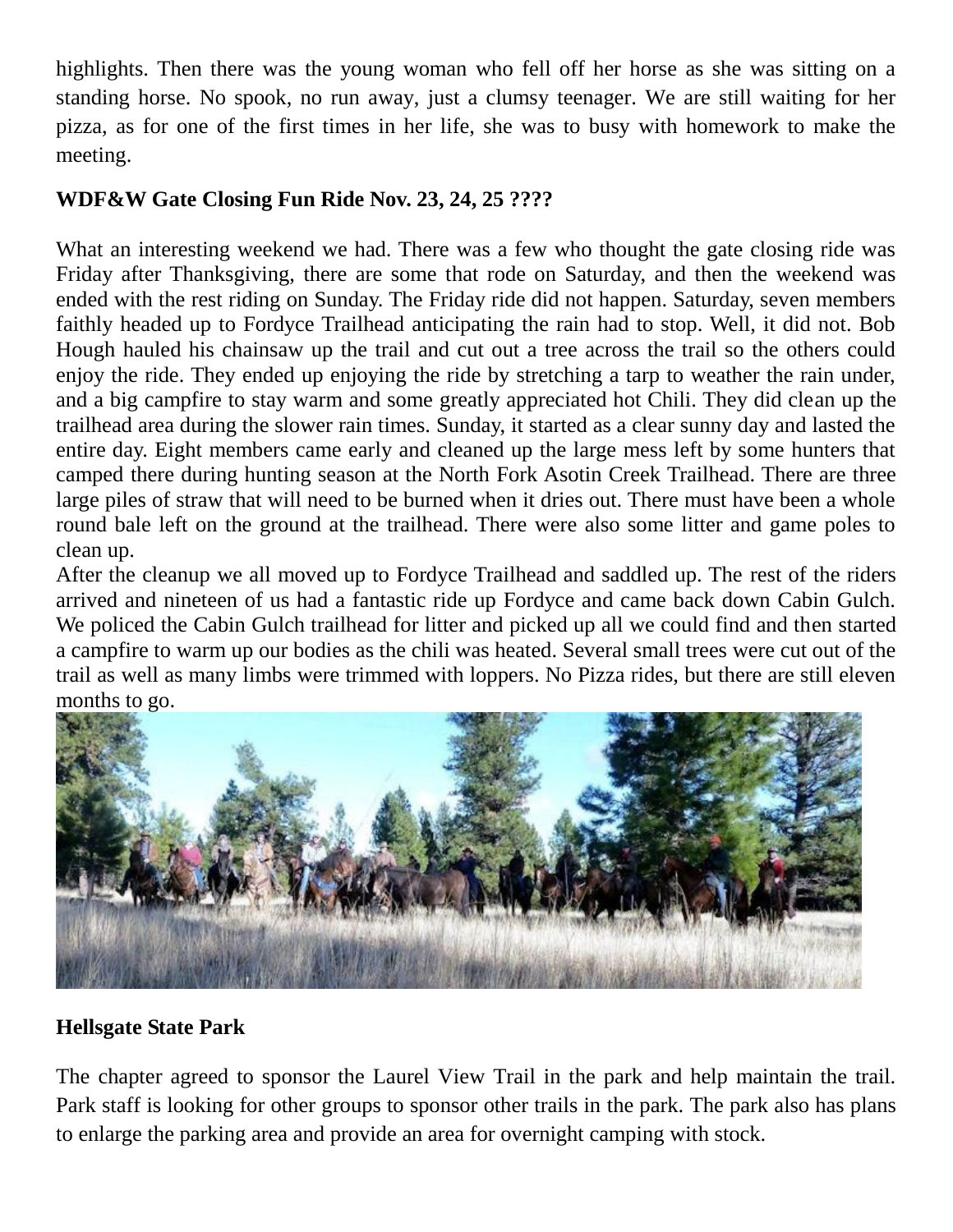highlights. Then there was the young woman who fell off her horse as she was sitting on a standing horse. No spook, no run away, just a clumsy teenager. We are still waiting for her pizza, as for one of the first times in her life, she was to busy with homework to make the meeting.

**WDF&W Gate Closing Fun Ride Nov. 23, 24, 25 ????**

What an interesting weekend we had. There was a few who thought the gate closing ride was Friday after Thanksgiving, there are some that rode on Saturday, and then the weekend was ended with the rest riding on Sunday. The Friday ride did not happen. Saturday, seven members faithly headed up to Fordyce Trailhead anticipating the rain had to stop. Well, it did not. Bob Hough hauled his chainsaw up the trail and cut out a tree across the trail so the others could enjoy the ride. They ended up enjoying the ride by stretching a tarp to weather the rain under, and a big campfire to stay warm and some greatly appreciated hot Chili. They did clean up the trailhead area during the slower rain times. Sunday, it started as a clear sunny day and lasted the entire day. Eight members came early and cleaned up the large mess left by some hunters that camped there during hunting season at the North Fork Asotin Creek Trailhead. There are three large piles of straw that will need to be burned when it dries out. There must have been a whole round bale left on the ground at the trailhead. There were also some litter and game poles to clean up.
After the cleanup we all moved up to Fordyce Trailhead and saddled up. The rest of the riders arrived and nineteen of us had a fantastic ride up Fordyce and came back down Cabin Gulch. We policed the Cabin Gulch trailhead for litter and picked up all we could find and then started a campfire to warm up our bodies as the chili was heated. Several small trees were cut out of the trail as well as many limbs were trimmed with loppers. No Pizza rides, but there are still eleven months to go.

**Hellsgate State Park**

The chapter agreed to sponsor the Laurel View Trail in the park and help maintain the trail. Park staff is looking for other groups to sponsor other trails in the park. The park also has plans to enlarge the parking area and provide an area for overnight camping with stock.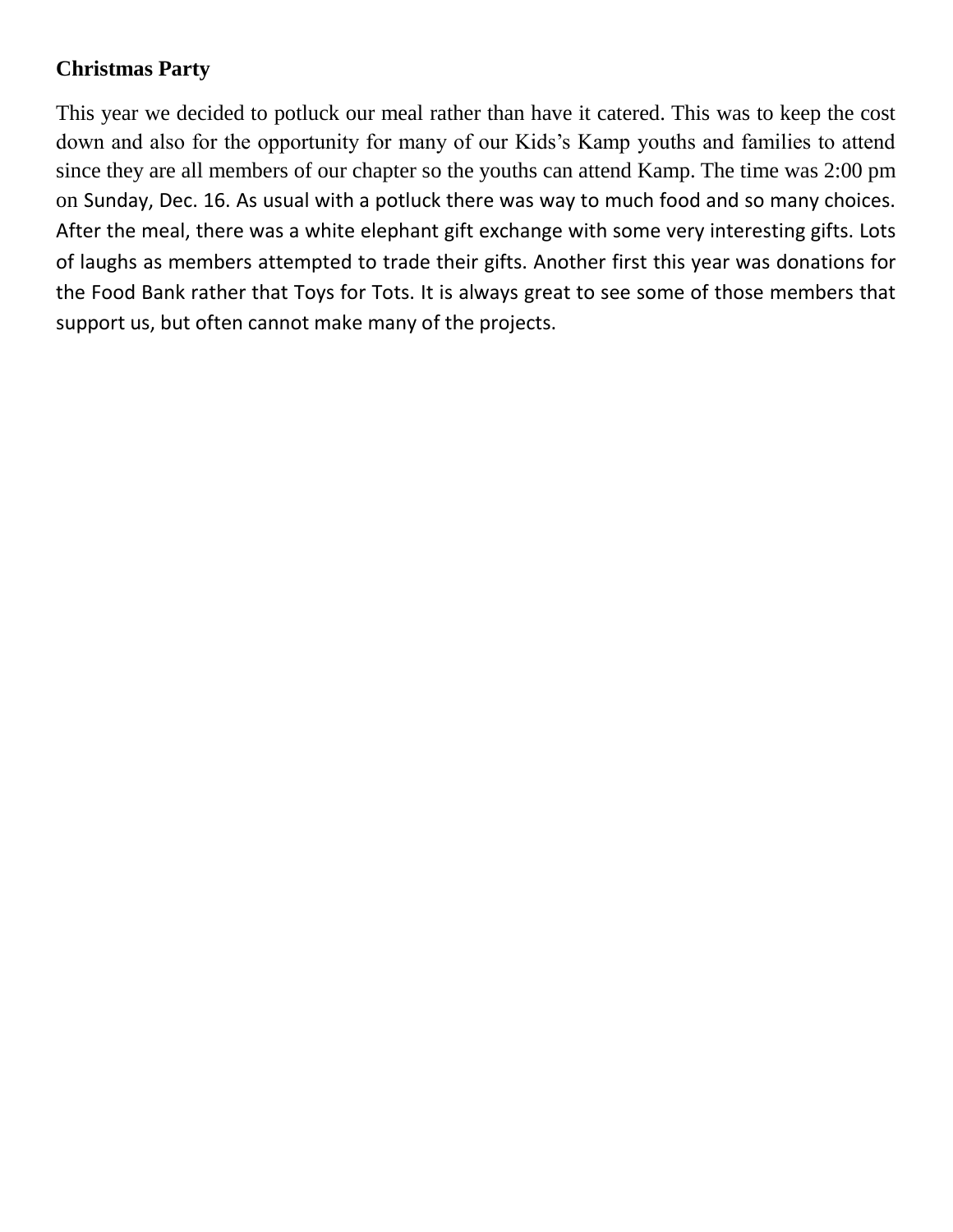**Christmas Party**

This year we decided to potluck our meal rather than have it catered. This was to keep the cost down and also for the opportunity for many of our Kids's Kamp youths and families to attend since they are all members of our chapter so the youths can attend Kamp. The time was 2:00 pm on Sunday, Dec. 16. As usual with a potluck there was way to much food and so many choices. After the meal, there was a white elephant gift exchange with some very interesting gifts. Lots of laughs as members attempted to trade their gifts. Another first this year was donations for the Food Bank rather that Toys for Tots. It is always great to see some of those members that support us, but often cannot make many of the projects.